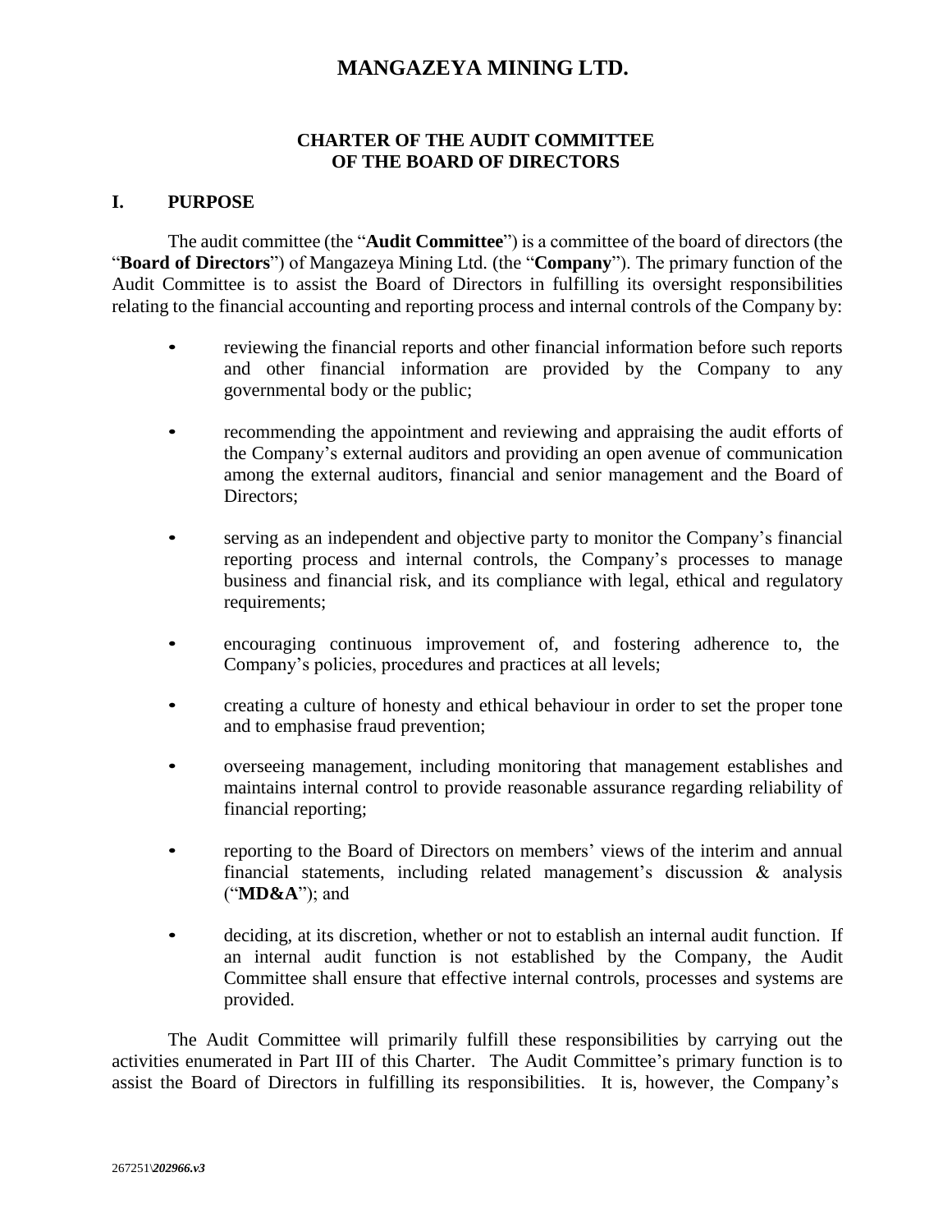# MANGAZEYA MINING LTD.

## CHARTER OF THE AUDIT COMMITTEE OF THE BOARD OF DIRECTORS

## I. PURPOSE

The audit committee (the "**Audit Committee**") is a committee of the board of directors (the "**Board of Directors**") of Mangazeya Mining Ltd. (the "**Company**"). The primary function of the Audit Committee is to assist the Board of Directors in fulfilling its oversight responsibilities relating to the financial accounting and reporting process and internal controls of the Company by:

- reviewing the financial reports and other financial information before such reports and other financial information are provided by the Company to any governmental body or the public;
- recommending the appointment and reviewing and appraising the audit efforts of the Company's external auditors and providing an open avenue of communication among the external auditors, financial and senior management and the Board of Directors;
- serving as an independent and objective party to monitor the Company's financial reporting process and internal controls, the Company's processes to manage business and financial risk, and its compliance with legal, ethical and regulatory requirements;
- encouraging continuous improvement of, and fostering adherence to, the Company's policies, procedures and practices at all levels;
- creating a culture of honesty and ethical behaviour in order to set the proper tone and to emphasise fraud prevention;
- overseeing management, including monitoring that management establishes and maintains internal control to provide reasonable assurance regarding reliability of financial reporting;
- reporting to the Board of Directors on members' views of the interim and annual financial statements, including related management's discussion & analysis ("**MD&A**"); and
- deciding, at its discretion, whether or not to establish an internal audit function. If an internal audit function is not established by the Company, the Audit Committee shall ensure that effective internal controls, processes and systems are provided.

The Audit Committee will primarily fulfill these responsibilities by carrying out the activities enumerated in Part III of this Charter. The Audit Committee's primary function is to assist the Board of Directors in fulfilling its responsibilities. It is, however, the Company's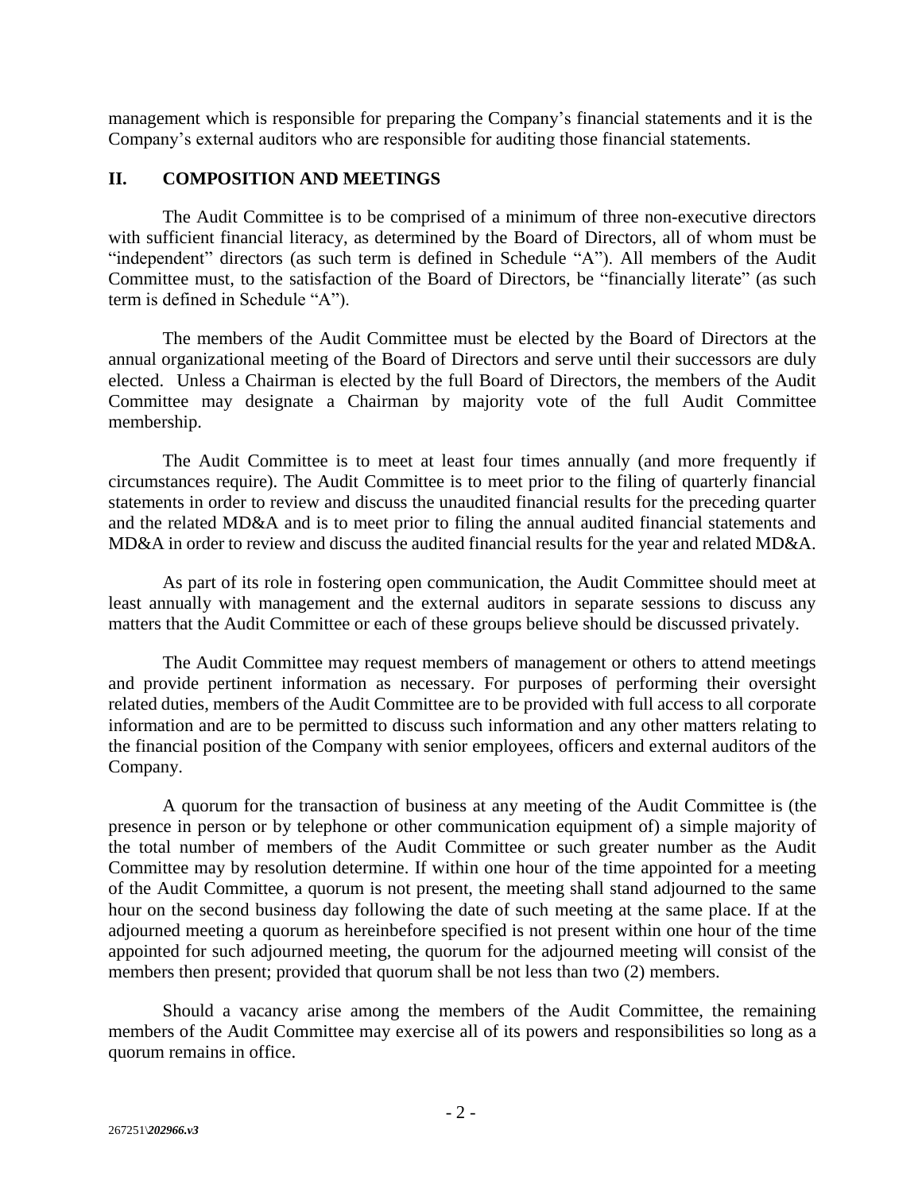management which is responsible for preparing the Company's financial statements and it is the Company's external auditors who are responsible for auditing those financial statements.

## II. COMPOSITION AND MEETINGS

The Audit Committee is to be comprised of a minimum of three non-executive directors with sufficient financial literacy, as determined by the Board of Directors, all of whom must be "independent" directors (as such term is defined in Schedule "A"). All members of the Audit Committee must, to the satisfaction of the Board of Directors, be "financially literate" (as such term is defined in Schedule "A").

The members of the Audit Committee must be elected by the Board of Directors at the annual organizational meeting of the Board of Directors and serve until their successors are duly elected. Unless a Chairman is elected by the full Board of Directors, the members of the Audit Committee may designate a Chairman by majority vote of the full Audit Committee membership.

The Audit Committee is to meet at least four times annually (and more frequently if circumstances require). The Audit Committee is to meet prior to the filing of quarterly financial statements in order to review and discuss the unaudited financial results for the preceding quarter and the related MD&A and is to meet prior to filing the annual audited financial statements and MD&A in order to review and discuss the audited financial results for the year and related MD&A.

As part of its role in fostering open communication, the Audit Committee should meet at least annually with management and the external auditors in separate sessions to discuss any matters that the Audit Committee or each of these groups believe should be discussed privately.

The Audit Committee may request members of management or others to attend meetings and provide pertinent information as necessary. For purposes of performing their oversight related duties, members of the Audit Committee are to be provided with full access to all corporate information and are to be permitted to discuss such information and any other matters relating to the financial position of the Company with senior employees, officers and external auditors of the Company.

A quorum for the transaction of business at any meeting of the Audit Committee is (the presence in person or by telephone or other communication equipment of) a simple majority of the total number of members of the Audit Committee or such greater number as the Audit Committee may by resolution determine. If within one hour of the time appointed for a meeting of the Audit Committee, a quorum is not present, the meeting shall stand adjourned to the same hour on the second business day following the date of such meeting at the same place. If at the adjourned meeting a quorum as hereinbefore specified is not present within one hour of the time appointed for such adjourned meeting, the quorum for the adjourned meeting will consist of the members then present; provided that quorum shall be not less than two (2) members.

Should a vacancy arise among the members of the Audit Committee, the remaining members of the Audit Committee may exercise all of its powers and responsibilities so long as a quorum remains in office.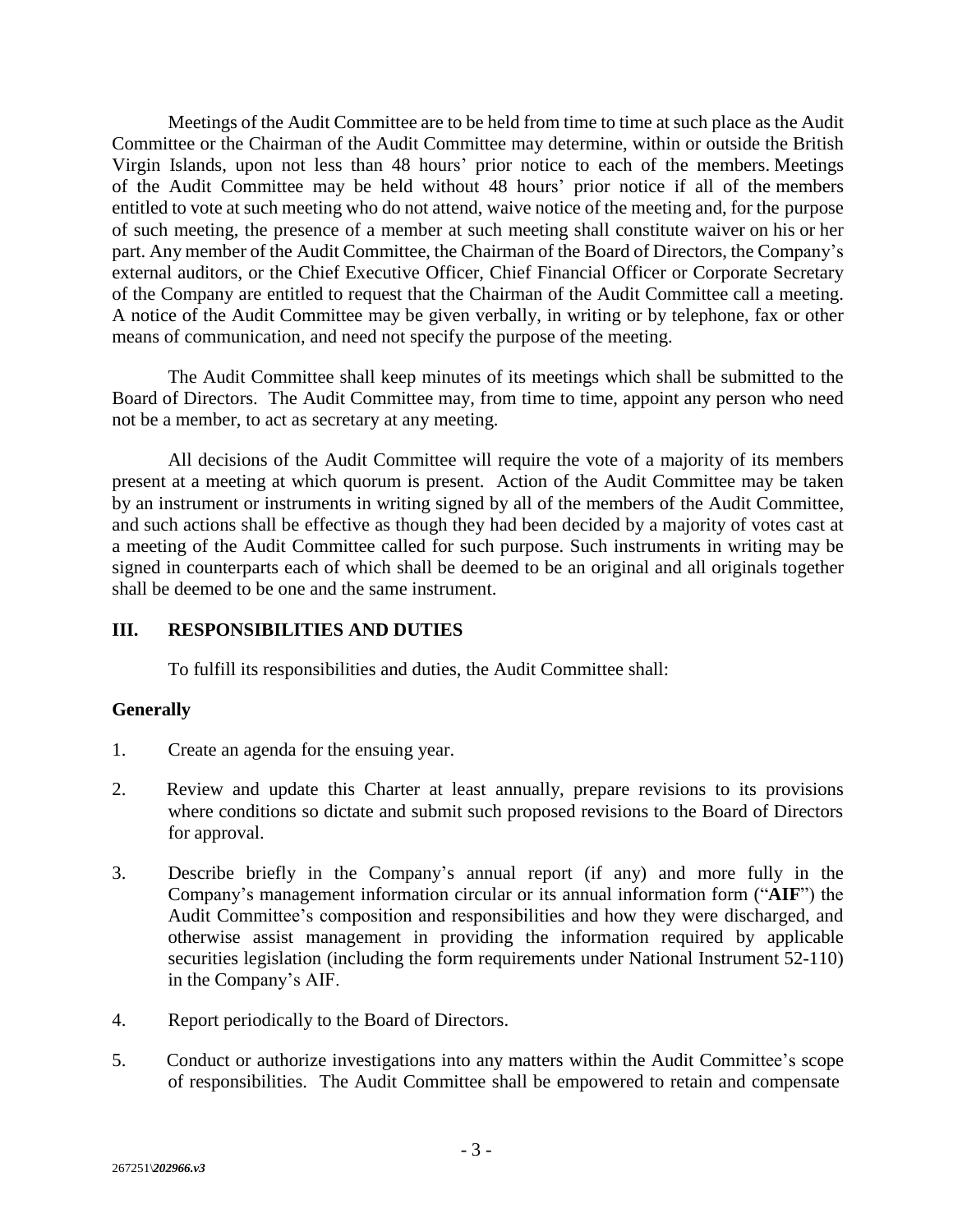Meetings of the Audit Committee are to be held from time to time at such place as the Audit Committee or the Chairman of the Audit Committee may determine, within or outside the British Virgin Islands, upon not less than 48 hours' prior notice to each of the members. Meetings of the Audit Committee may be held without 48 hours' prior notice if all of the members entitled to vote at such meeting who do not attend, waive notice of the meeting and, for the purpose of such meeting, the presence of a member at such meeting shall constitute waiver on his or her part. Any member of the Audit Committee, the Chairman of the Board of Directors, the Company's external auditors, or the Chief Executive Officer, Chief Financial Officer or Corporate Secretary of the Company are entitled to request that the Chairman of the Audit Committee call a meeting. A notice of the Audit Committee may be given verbally, in writing or by telephone, fax or other means of communication, and need not specify the purpose of the meeting.

The Audit Committee shall keep minutes of its meetings which shall be submitted to the Board of Directors. The Audit Committee may, from time to time, appoint any person who need not be a member, to act as secretary at any meeting.

All decisions of the Audit Committee will require the vote of a majority of its members present at a meeting at which quorum is present. Action of the Audit Committee may be taken by an instrument or instruments in writing signed by all of the members of the Audit Committee, and such actions shall be effective as though they had been decided by a majority of votes cast at a meeting of the Audit Committee called for such purpose. Such instruments in writing may be signed in counterparts each of which shall be deemed to be an original and all originals together shall be deemed to be one and the same instrument.

## III. RESPONSIBILITIES AND DUTIES

To fulfill its responsibilities and duties, the Audit Committee shall:

### Generally

1. Create an agenda for the ensuing year.

2. Review and update this Charter at least annually, prepare revisions to its provisions where conditions so dictate and submit such proposed revisions to the Board of Directors for approval.

3. Describe briefly in the Company's annual report (if any) and more fully in the Company's management information circular or its annual information form ("**AIF**") the Audit Committee's composition and responsibilities and how they were discharged, and otherwise assist management in providing the information required by applicable securities legislation (including the form requirements under National Instrument 52-110) in the Company's AIF.

4. Report periodically to the Board of Directors.

5. Conduct or authorize investigations into any matters within the Audit Committee's scope of responsibilities. The Audit Committee shall be empowered to retain and compensate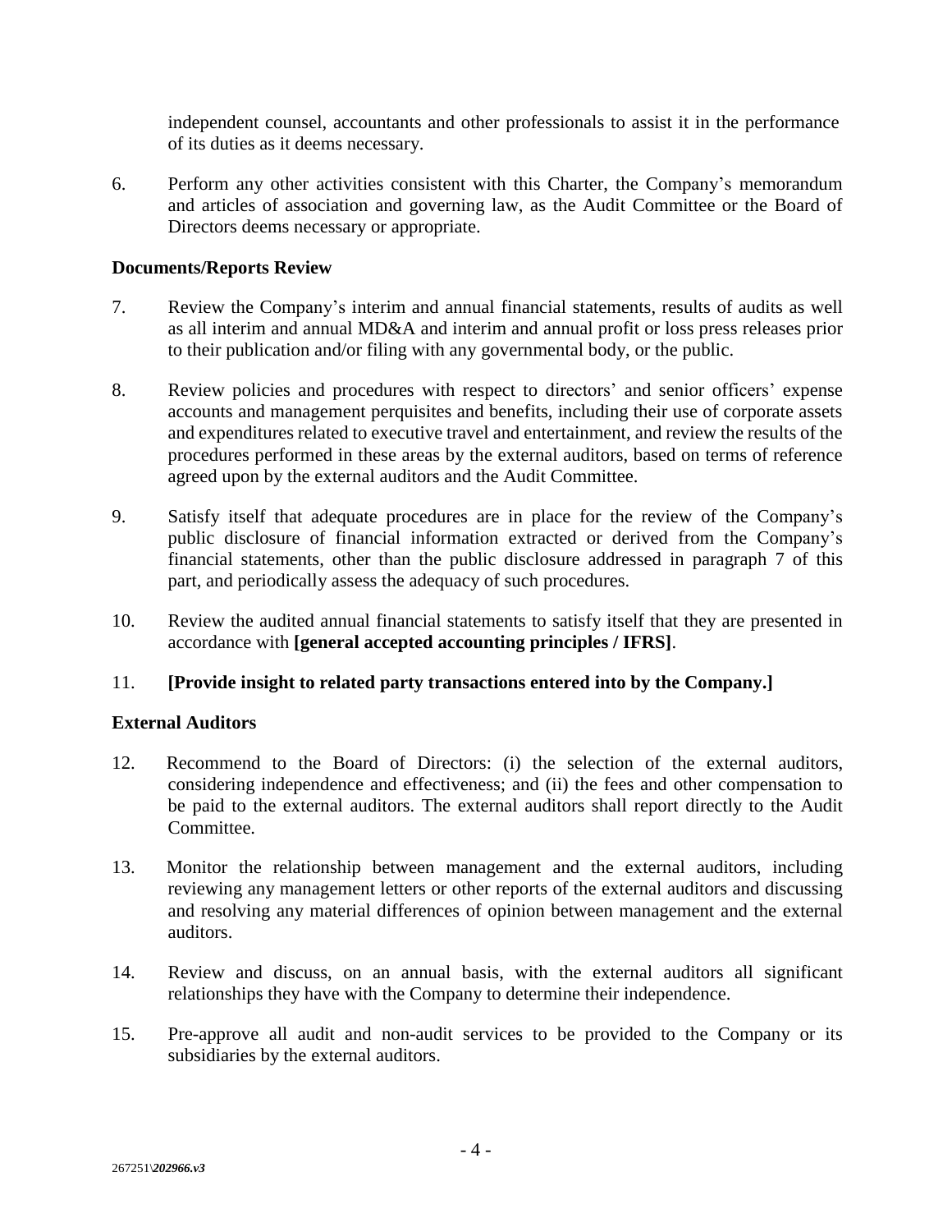independent counsel, accountants and other professionals to assist it in the performance of its duties as it deems necessary.

6. Perform any other activities consistent with this Charter, the Company's memorandum and articles of association and governing law, as the Audit Committee or the Board of Directors deems necessary or appropriate.

**Documents/Reports Review**

7. Review the Company's interim and annual financial statements, results of audits as well as all interim and annual MD&A and interim and annual profit or loss press releases prior to their publication and/or filing with any governmental body, or the public.

8. Review policies and procedures with respect to directors' and senior officers' expense accounts and management perquisites and benefits, including their use of corporate assets and expenditures related to executive travel and entertainment, and review the results of the procedures performed in these areas by the external auditors, based on terms of reference agreed upon by the external auditors and the Audit Committee.

9. Satisfy itself that adequate procedures are in place for the review of the Company's public disclosure of financial information extracted or derived from the Company's financial statements, other than the public disclosure addressed in paragraph 7 of this part, and periodically assess the adequacy of such procedures.

10. Review the audited annual financial statements to satisfy itself that they are presented in accordance with **[general accepted accounting principles / IFRS]**.

11. **[Provide insight to related party transactions entered into by the Company.]**

**External Auditors**

12. Recommend to the Board of Directors: (i) the selection of the external auditors, considering independence and effectiveness; and (ii) the fees and other compensation to be paid to the external auditors. The external auditors shall report directly to the Audit Committee.

13. Monitor the relationship between management and the external auditors, including reviewing any management letters or other reports of the external auditors and discussing and resolving any material differences of opinion between management and the external auditors.

14. Review and discuss, on an annual basis, with the external auditors all significant relationships they have with the Company to determine their independence.

15. Pre-approve all audit and non-audit services to be provided to the Company or its subsidiaries by the external auditors.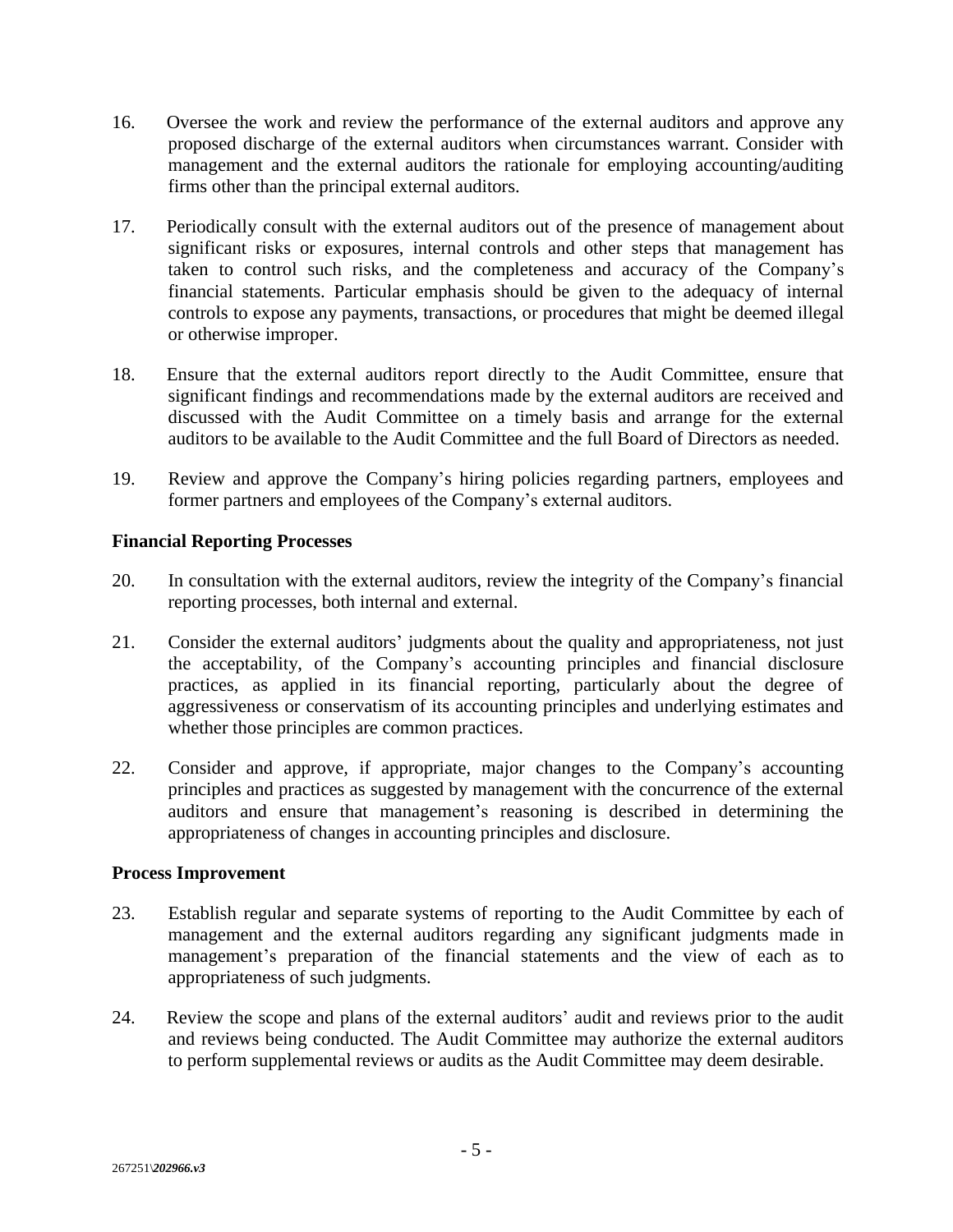16. Oversee the work and review the performance of the external auditors and approve any proposed discharge of the external auditors when circumstances warrant. Consider with management and the external auditors the rationale for employing accounting/auditing firms other than the principal external auditors.

17. Periodically consult with the external auditors out of the presence of management about significant risks or exposures, internal controls and other steps that management has taken to control such risks, and the completeness and accuracy of the Company's financial statements. Particular emphasis should be given to the adequacy of internal controls to expose any payments, transactions, or procedures that might be deemed illegal or otherwise improper.

18. Ensure that the external auditors report directly to the Audit Committee, ensure that significant findings and recommendations made by the external auditors are received and discussed with the Audit Committee on a timely basis and arrange for the external auditors to be available to the Audit Committee and the full Board of Directors as needed.

19. Review and approve the Company's hiring policies regarding partners, employees and former partners and employees of the Company's external auditors.

**Financial Reporting Processes**

20. In consultation with the external auditors, review the integrity of the Company's financial reporting processes, both internal and external.

21. Consider the external auditors' judgments about the quality and appropriateness, not just the acceptability, of the Company's accounting principles and financial disclosure practices, as applied in its financial reporting, particularly about the degree of aggressiveness or conservatism of its accounting principles and underlying estimates and whether those principles are common practices.

22. Consider and approve, if appropriate, major changes to the Company's accounting principles and practices as suggested by management with the concurrence of the external auditors and ensure that management's reasoning is described in determining the appropriateness of changes in accounting principles and disclosure.

**Process Improvement**

23. Establish regular and separate systems of reporting to the Audit Committee by each of management and the external auditors regarding any significant judgments made in management's preparation of the financial statements and the view of each as to appropriateness of such judgments.

24. Review the scope and plans of the external auditors' audit and reviews prior to the audit and reviews being conducted. The Audit Committee may authorize the external auditors to perform supplemental reviews or audits as the Audit Committee may deem desirable.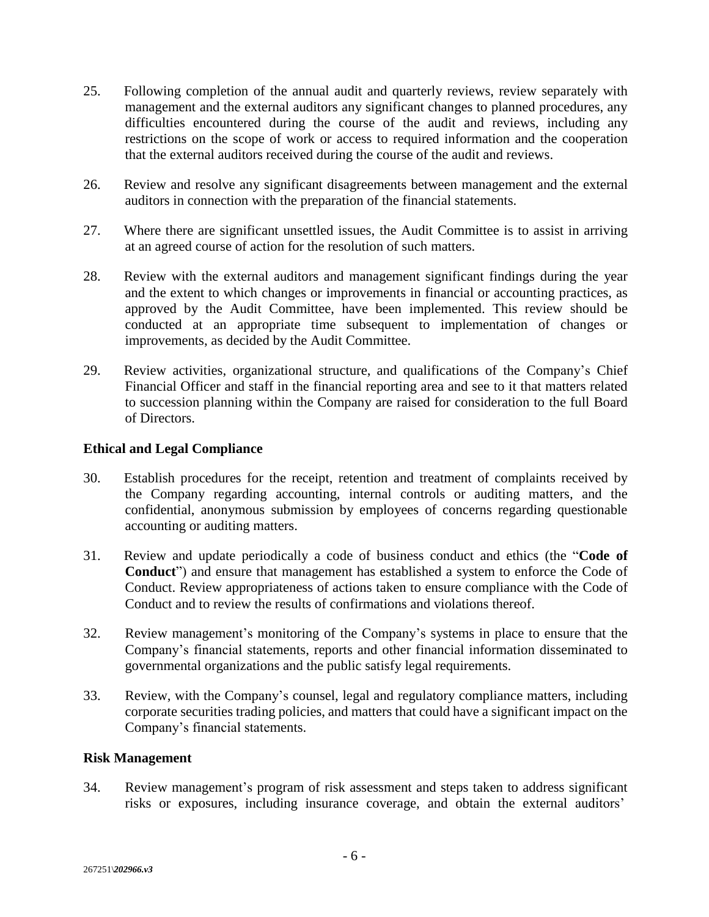25. Following completion of the annual audit and quarterly reviews, review separately with management and the external auditors any significant changes to planned procedures, any difficulties encountered during the course of the audit and reviews, including any restrictions on the scope of work or access to required information and the cooperation that the external auditors received during the course of the audit and reviews.

26. Review and resolve any significant disagreements between management and the external auditors in connection with the preparation of the financial statements.

27. Where there are significant unsettled issues, the Audit Committee is to assist in arriving at an agreed course of action for the resolution of such matters.

28. Review with the external auditors and management significant findings during the year and the extent to which changes or improvements in financial or accounting practices, as approved by the Audit Committee, have been implemented. This review should be conducted at an appropriate time subsequent to implementation of changes or improvements, as decided by the Audit Committee.

29. Review activities, organizational structure, and qualifications of the Company's Chief Financial Officer and staff in the financial reporting area and see to it that matters related to succession planning within the Company are raised for consideration to the full Board of Directors.

**Ethical and Legal Compliance**

30. Establish procedures for the receipt, retention and treatment of complaints received by the Company regarding accounting, internal controls or auditing matters, and the confidential, anonymous submission by employees of concerns regarding questionable accounting or auditing matters.

31. Review and update periodically a code of business conduct and ethics (the "**Code of Conduct**") and ensure that management has established a system to enforce the Code of Conduct. Review appropriateness of actions taken to ensure compliance with the Code of Conduct and to review the results of confirmations and violations thereof.

32. Review management's monitoring of the Company's systems in place to ensure that the Company's financial statements, reports and other financial information disseminated to governmental organizations and the public satisfy legal requirements.

33. Review, with the Company's counsel, legal and regulatory compliance matters, including corporate securities trading policies, and matters that could have a significant impact on the Company's financial statements.

**Risk Management**

34. Review management's program of risk assessment and steps taken to address significant risks or exposures, including insurance coverage, and obtain the external auditors'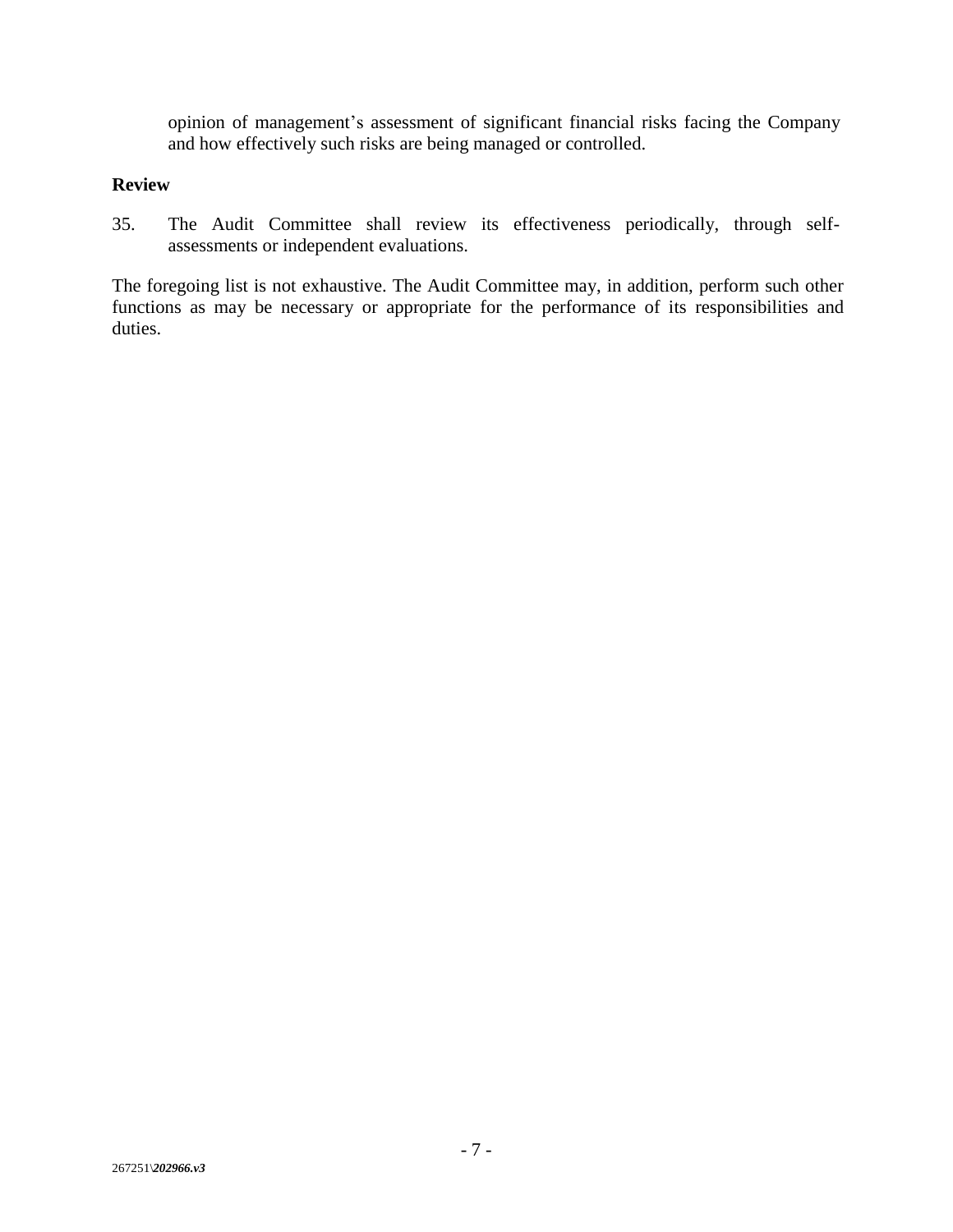opinion of management's assessment of significant financial risks facing the Company and how effectively such risks are being managed or controlled.

**Review**

35. The Audit Committee shall review its effectiveness periodically, through self-assessments or independent evaluations.

The foregoing list is not exhaustive. The Audit Committee may, in addition, perform such other functions as may be necessary or appropriate for the performance of its responsibilities and duties.

267251\*202966.v3*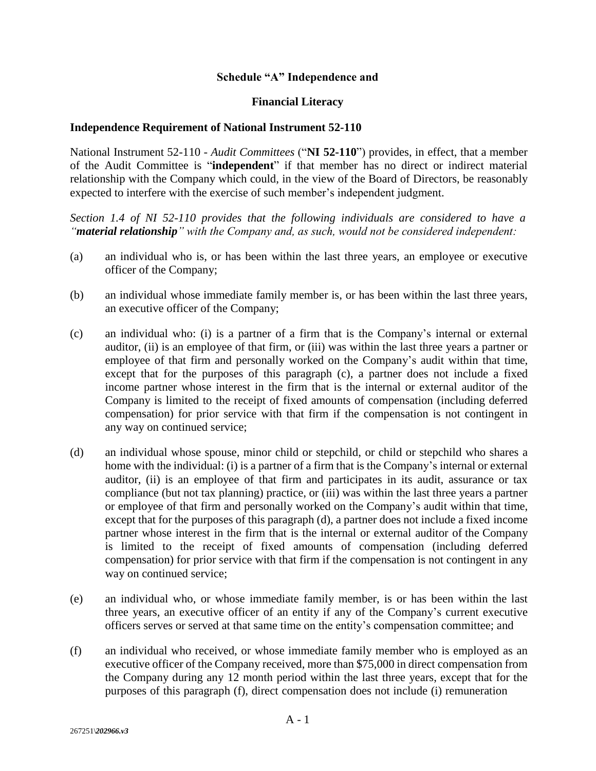**Schedule "A" Independence and**

**Financial Literacy**

**Independence Requirement of National Instrument 52-110**

National Instrument 52-110 - *Audit Committees* ("**NI 52-110**") provides, in effect, that a member of the Audit Committee is "**independent**" if that member has no direct or indirect material relationship with the Company which could, in the view of the Board of Directors, be reasonably expected to interfere with the exercise of such member's independent judgment.

*Section 1.4 of NI 52-110 provides that the following individuals are considered to have a "**material relationship**" with the Company and, as such, would not be considered independent:*

(a) an individual who is, or has been within the last three years, an employee or executive officer of the Company;

(b) an individual whose immediate family member is, or has been within the last three years, an executive officer of the Company;

(c) an individual who: (i) is a partner of a firm that is the Company's internal or external auditor, (ii) is an employee of that firm, or (iii) was within the last three years a partner or employee of that firm and personally worked on the Company's audit within that time, except that for the purposes of this paragraph (c), a partner does not include a fixed income partner whose interest in the firm that is the internal or external auditor of the Company is limited to the receipt of fixed amounts of compensation (including deferred compensation) for prior service with that firm if the compensation is not contingent in any way on continued service;

(d) an individual whose spouse, minor child or stepchild, or child or stepchild who shares a home with the individual: (i) is a partner of a firm that is the Company's internal or external auditor, (ii) is an employee of that firm and participates in its audit, assurance or tax compliance (but not tax planning) practice, or (iii) was within the last three years a partner or employee of that firm and personally worked on the Company's audit within that time, except that for the purposes of this paragraph (d), a partner does not include a fixed income partner whose interest in the firm that is the internal or external auditor of the Company is limited to the receipt of fixed amounts of compensation (including deferred compensation) for prior service with that firm if the compensation is not contingent in any way on continued service;

(e) an individual who, or whose immediate family member, is or has been within the last three years, an executive officer of an entity if any of the Company's current executive officers serves or served at that same time on the entity's compensation committee; and

(f) an individual who received, or whose immediate family member who is employed as an executive officer of the Company received, more than $75,000 in direct compensation from the Company during any 12 month period within the last three years, except that for the purposes of this paragraph (f), direct compensation does not include (i) remuneration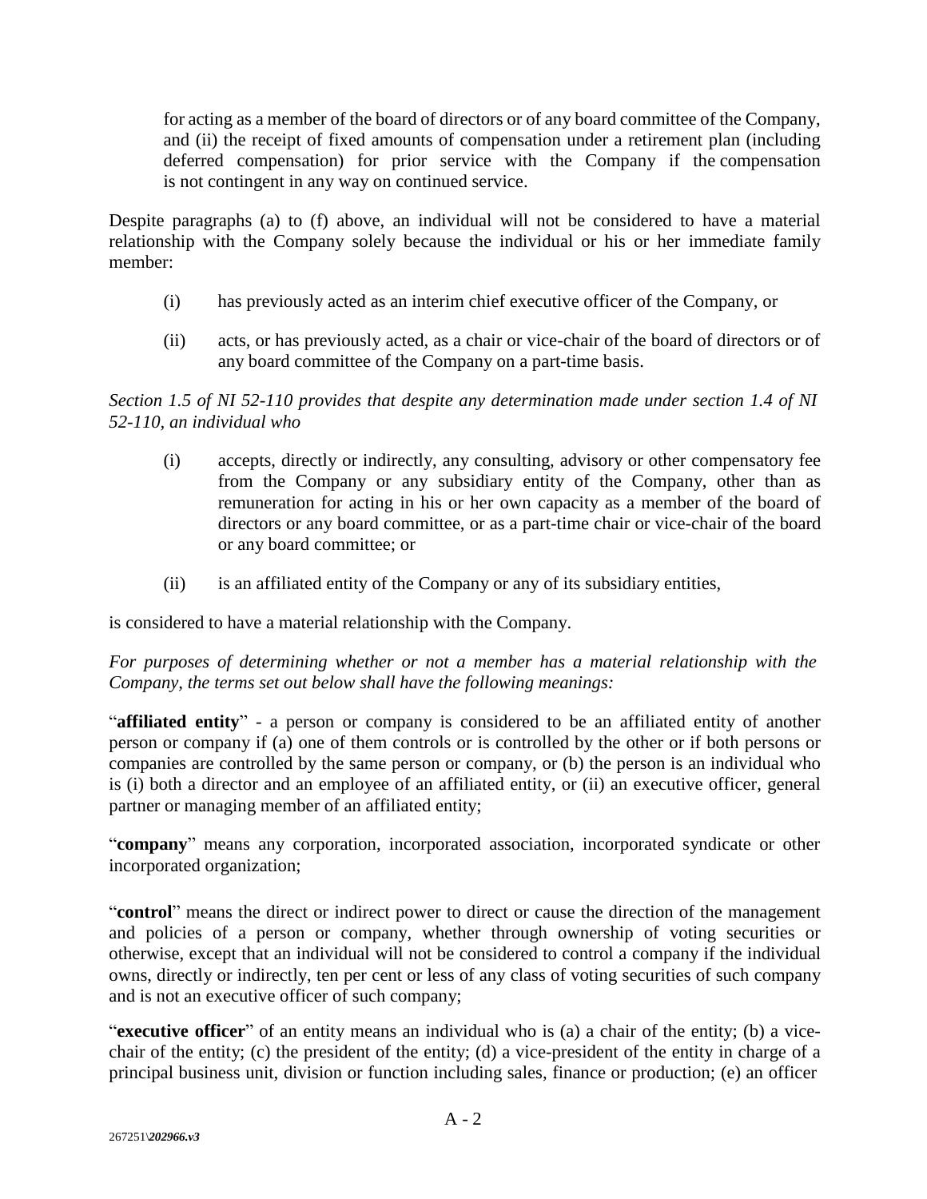for acting as a member of the board of directors or of any board committee of the Company, and (ii) the receipt of fixed amounts of compensation under a retirement plan (including deferred compensation) for prior service with the Company if the compensation is not contingent in any way on continued service.

Despite paragraphs (a) to (f) above, an individual will not be considered to have a material relationship with the Company solely because the individual or his or her immediate family member:

(i) has previously acted as an interim chief executive officer of the Company, or

(ii) acts, or has previously acted, as a chair or vice-chair of the board of directors or of any board committee of the Company on a part-time basis.

*Section 1.5 of NI 52-110 provides that despite any determination made under section 1.4 of NI 52-110, an individual who*

(i) accepts, directly or indirectly, any consulting, advisory or other compensatory fee from the Company or any subsidiary entity of the Company, other than as remuneration for acting in his or her own capacity as a member of the board of directors or any board committee, or as a part-time chair or vice-chair of the board or any board committee; or

(ii) is an affiliated entity of the Company or any of its subsidiary entities,

is considered to have a material relationship with the Company.

*For purposes of determining whether or not a member has a material relationship with the Company, the terms set out below shall have the following meanings:*

"**affiliated entity**" - a person or company is considered to be an affiliated entity of another person or company if (a) one of them controls or is controlled by the other or if both persons or companies are controlled by the same person or company, or (b) the person is an individual who is (i) both a director and an employee of an affiliated entity, or (ii) an executive officer, general partner or managing member of an affiliated entity;

"**company**" means any corporation, incorporated association, incorporated syndicate or other incorporated organization;

"**control**" means the direct or indirect power to direct or cause the direction of the management and policies of a person or company, whether through ownership of voting securities or otherwise, except that an individual will not be considered to control a company if the individual owns, directly or indirectly, ten per cent or less of any class of voting securities of such company and is not an executive officer of such company;

"**executive officer**" of an entity means an individual who is (a) a chair of the entity; (b) a vice-chair of the entity; (c) the president of the entity; (d) a vice-president of the entity in charge of a principal business unit, division or function including sales, finance or production; (e) an officer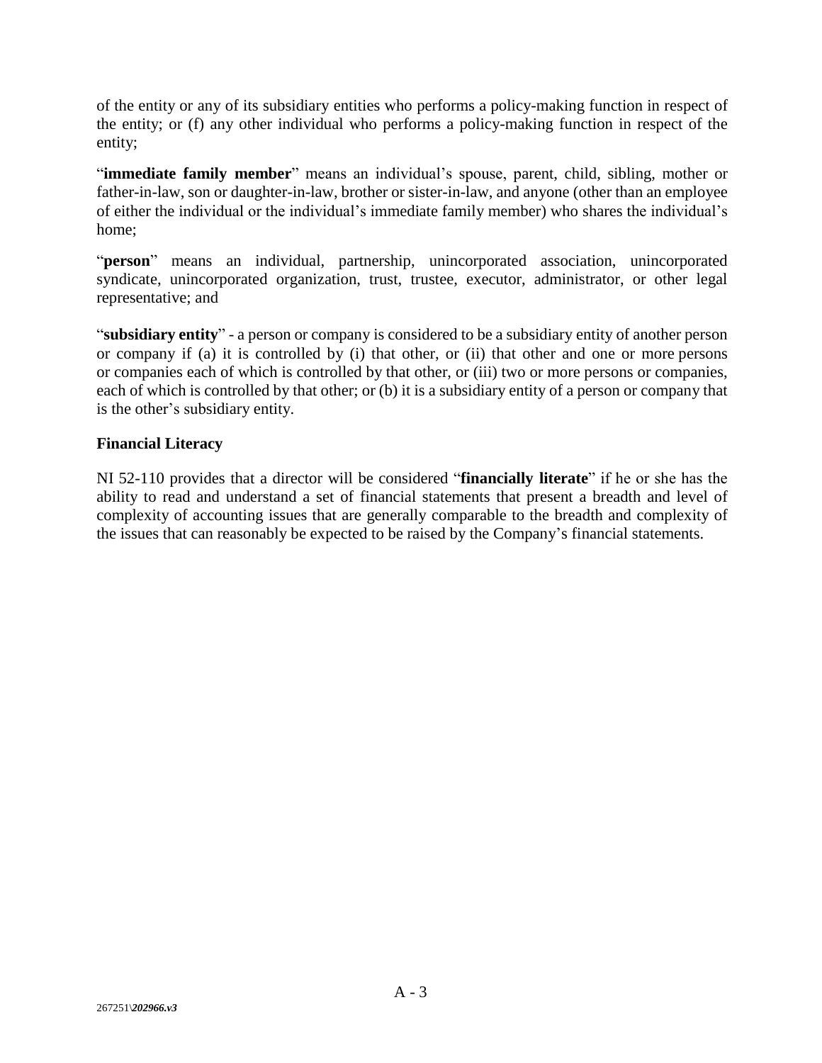of the entity or any of its subsidiary entities who performs a policy-making function in respect of the entity; or (f) any other individual who performs a policy-making function in respect of the entity;

"**immediate family member**" means an individual's spouse, parent, child, sibling, mother or father-in-law, son or daughter-in-law, brother or sister-in-law, and anyone (other than an employee of either the individual or the individual's immediate family member) who shares the individual's home;

"**person**" means an individual, partnership, unincorporated association, unincorporated syndicate, unincorporated organization, trust, trustee, executor, administrator, or other legal representative; and

"**subsidiary entity**" - a person or company is considered to be a subsidiary entity of another person or company if (a) it is controlled by (i) that other, or (ii) that other and one or more persons or companies each of which is controlled by that other, or (iii) two or more persons or companies, each of which is controlled by that other; or (b) it is a subsidiary entity of a person or company that is the other's subsidiary entity.

### Financial Literacy

NI 52-110 provides that a director will be considered "**financially literate**" if he or she has the ability to read and understand a set of financial statements that present a breadth and level of complexity of accounting issues that are generally comparable to the breadth and complexity of the issues that can reasonably be expected to be raised by the Company's financial statements.